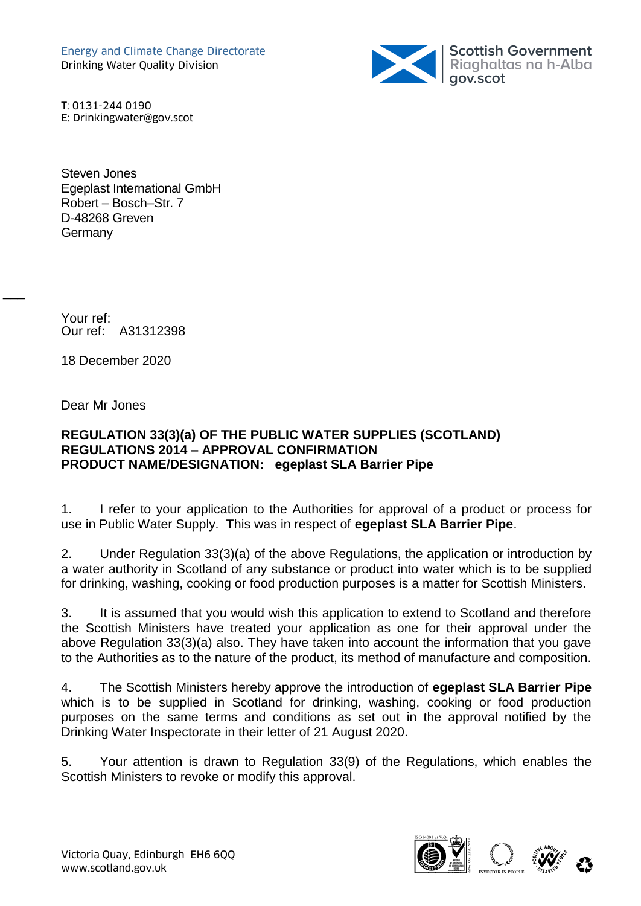Energy and Climate Change Directorate
Drinking Water Quality Division

Scottish Government
Riaghaltas na h-Alba
gov.scot

T: 0131-244 0190
E: Drinkingwater@gov.scot

Steven Jones
Egeplast International GmbH
Robert – Bosch–Str. 7
D-48268 Greven
Germany

Your ref:
Our ref: A31312398

18 December 2020

Dear Mr Jones

**REGULATION 33(3)(a) OF THE PUBLIC WATER SUPPLIES (SCOTLAND) REGULATIONS 2014 – APPROVAL CONFIRMATION**
**PRODUCT NAME/DESIGNATION: egeplast SLA Barrier Pipe**

1. I refer to your application to the Authorities for approval of a product or process for use in Public Water Supply. This was in respect of **egeplast SLA Barrier Pipe**.

2. Under Regulation 33(3)(a) of the above Regulations, the application or introduction by a water authority in Scotland of any substance or product into water which is to be supplied for drinking, washing, cooking or food production purposes is a matter for Scottish Ministers.

3. It is assumed that you would wish this application to extend to Scotland and therefore the Scottish Ministers have treated your application as one for their approval under the above Regulation 33(3)(a) also. They have taken into account the information that you gave to the Authorities as to the nature of the product, its method of manufacture and composition.

4. The Scottish Ministers hereby approve the introduction of **egeplast SLA Barrier Pipe** which is to be supplied in Scotland for drinking, washing, cooking or food production purposes on the same terms and conditions as set out in the approval notified by the Drinking Water Inspectorate in their letter of 21 August 2020.

5. Your attention is drawn to Regulation 33(9) of the Regulations, which enables the Scottish Ministers to revoke or modify this approval.

Victoria Quay, Edinburgh EH6 6QQ
www.scotland.gov.uk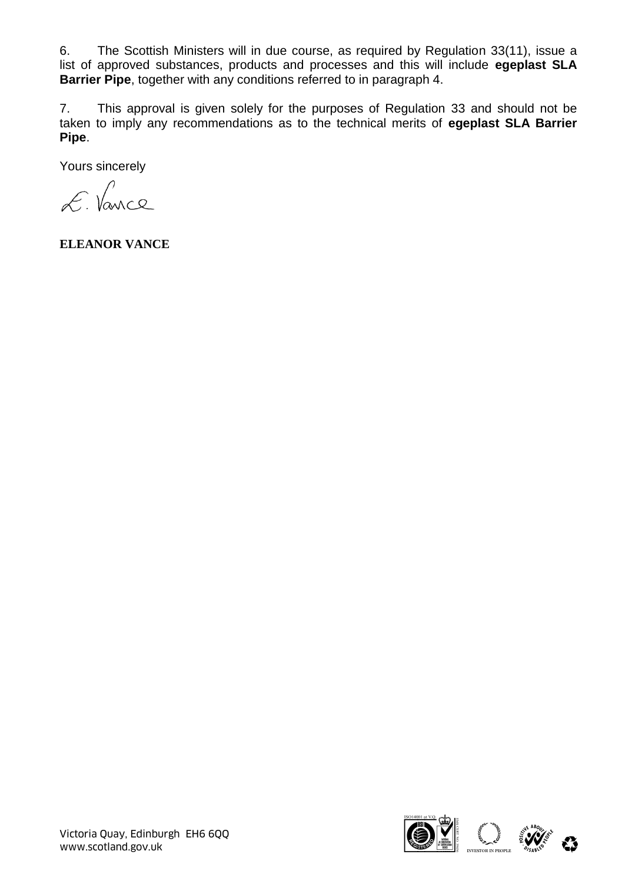6. The Scottish Ministers will in due course, as required by Regulation 33(11), issue a list of approved substances, products and processes and this will include **egeplast SLA Barrier Pipe**, together with any conditions referred to in paragraph 4.

7. This approval is given solely for the purposes of Regulation 33 and should not be taken to imply any recommendations as to the technical merits of **egeplast SLA Barrier Pipe**.

Yours sincerely

E. Vance

**ELEANOR VANCE**

Victoria Quay, Edinburgh EH6 6QQ
www.scotland.gov.uk